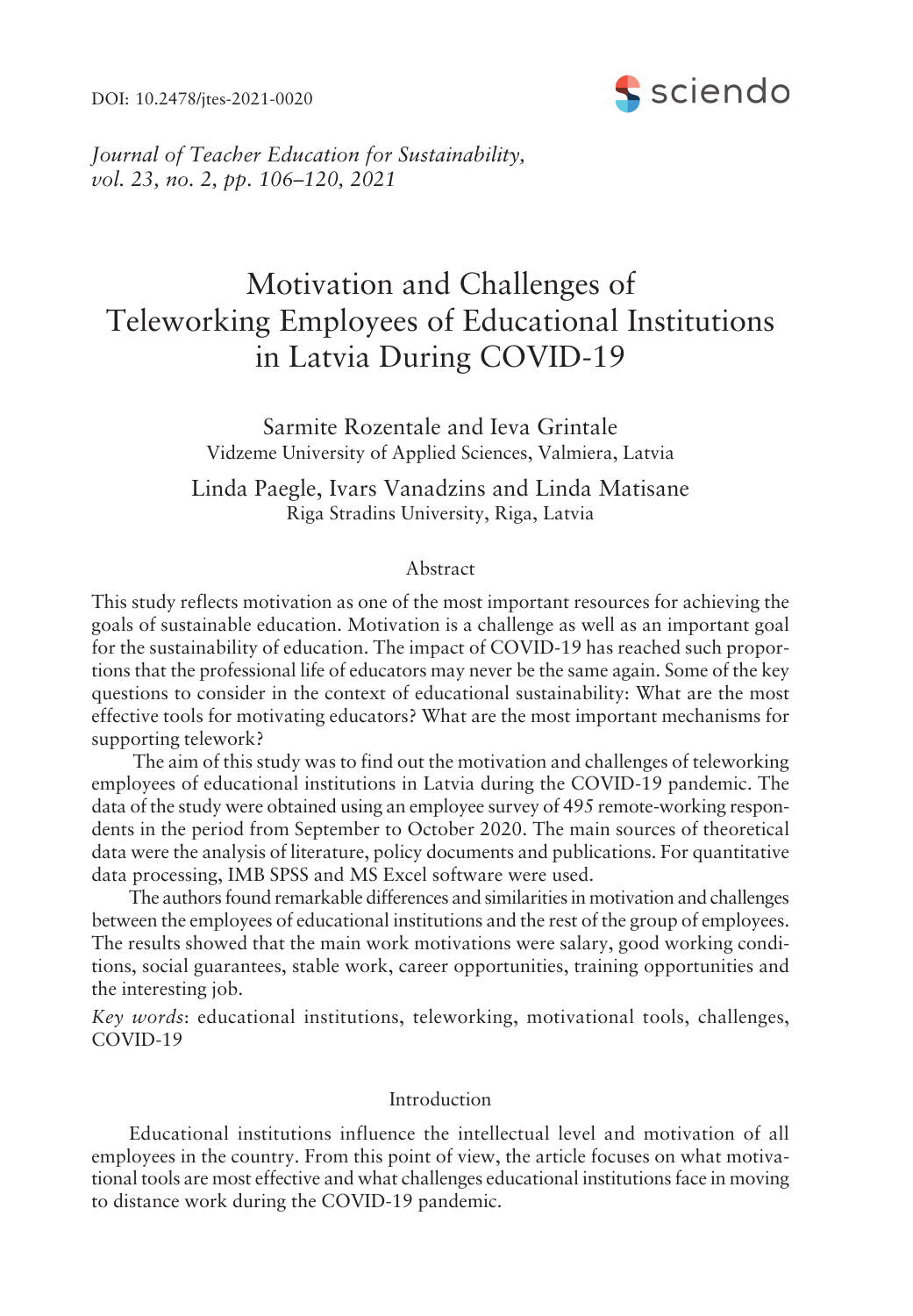DOI: 10.2478/jtes-2021-0020

*Journal of Teacher Education for Sustainability, vol. 23, no. 2, pp. 106–120, 2021*

# Motivation and Challenges of Teleworking Employees of Educational Institutions in Latvia During COVID-19

Sarmite Rozentale and Ieva Grintale
Vidzeme University of Applied Sciences, Valmiera, Latvia

Linda Paegle, Ivars Vanadzins and Linda Matisane
Riga Stradins University, Riga, Latvia

## Abstract

This study reflects motivation as one of the most important resources for achieving the goals of sustainable education. Motivation is a challenge as well as an important goal for the sustainability of education. The impact of COVID-19 has reached such proportions that the professional life of educators may never be the same again. Some of the key questions to consider in the context of educational sustainability: What are the most effective tools for motivating educators? What are the most important mechanisms for supporting telework?

The aim of this study was to find out the motivation and challenges of teleworking employees of educational institutions in Latvia during the COVID-19 pandemic. The data of the study were obtained using an employee survey of 495 remote-working respondents in the period from September to October 2020. The main sources of theoretical data were the analysis of literature, policy documents and publications. For quantitative data processing, IMB SPSS and MS Excel software were used.

The authors found remarkable differences and similarities in motivation and challenges between the employees of educational institutions and the rest of the group of employees. The results showed that the main work motivations were salary, good working conditions, social guarantees, stable work, career opportunities, training opportunities and the interesting job.

*Key words*: educational institutions, teleworking, motivational tools, challenges, COVID-19

## Introduction

Educational institutions influence the intellectual level and motivation of all employees in the country. From this point of view, the article focuses on what motivational tools are most effective and what challenges educational institutions face in moving to distance work during the COVID-19 pandemic.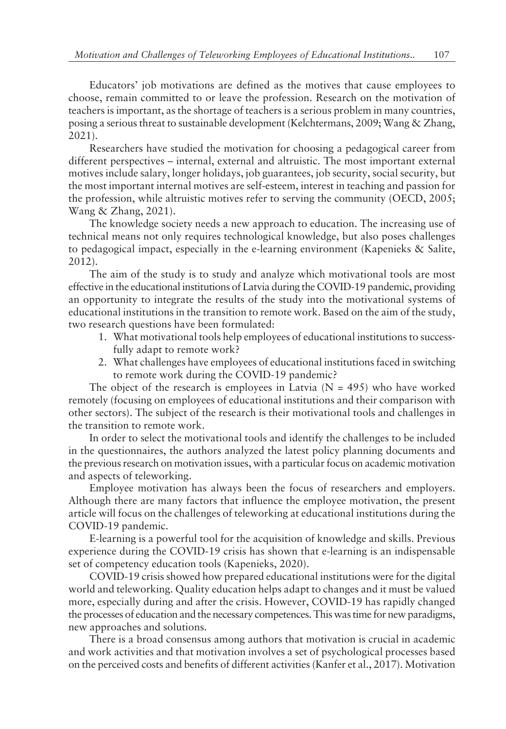Educators' job motivations are defined as the motives that cause employees to choose, remain committed to or leave the profession. Research on the motivation of teachers is important, as the shortage of teachers is a serious problem in many countries, posing a serious threat to sustainable development (Kelchtermans, 2009; Wang & Zhang, 2021).

Researchers have studied the motivation for choosing a pedagogical career from different perspectives – internal, external and altruistic. The most important external motives include salary, longer holidays, job guarantees, job security, social security, but the most important internal motives are self-esteem, interest in teaching and passion for the profession, while altruistic motives refer to serving the community (OECD, 2005; Wang & Zhang, 2021).

The knowledge society needs a new approach to education. The increasing use of technical means not only requires technological knowledge, but also poses challenges to pedagogical impact, especially in the e-learning environment (Kapenieks & Salite, 2012).

The aim of the study is to study and analyze which motivational tools are most effective in the educational institutions of Latvia during the COVID-19 pandemic, providing an opportunity to integrate the results of the study into the motivational systems of educational institutions in the transition to remote work. Based on the aim of the study, two research questions have been formulated:

1. What motivational tools help employees of educational institutions to successfully adapt to remote work?
2. What challenges have employees of educational institutions faced in switching to remote work during the COVID-19 pandemic?

The object of the research is employees in Latvia (N = 495) who have worked remotely (focusing on employees of educational institutions and their comparison with other sectors). The subject of the research is their motivational tools and challenges in the transition to remote work.

In order to select the motivational tools and identify the challenges to be included in the questionnaires, the authors analyzed the latest policy planning documents and the previous research on motivation issues, with a particular focus on academic motivation and aspects of teleworking.

Employee motivation has always been the focus of researchers and employers. Although there are many factors that influence the employee motivation, the present article will focus on the challenges of teleworking at educational institutions during the COVID-19 pandemic.

E-learning is a powerful tool for the acquisition of knowledge and skills. Previous experience during the COVID-19 crisis has shown that e-learning is an indispensable set of competency education tools (Kapenieks, 2020).

COVID-19 crisis showed how prepared educational institutions were for the digital world and teleworking. Quality education helps adapt to changes and it must be valued more, especially during and after the crisis. However, COVID-19 has rapidly changed the processes of education and the necessary competences. This was time for new paradigms, new approaches and solutions.

There is a broad consensus among authors that motivation is crucial in academic and work activities and that motivation involves a set of psychological processes based on the perceived costs and benefits of different activities (Kanfer et al., 2017). Motivation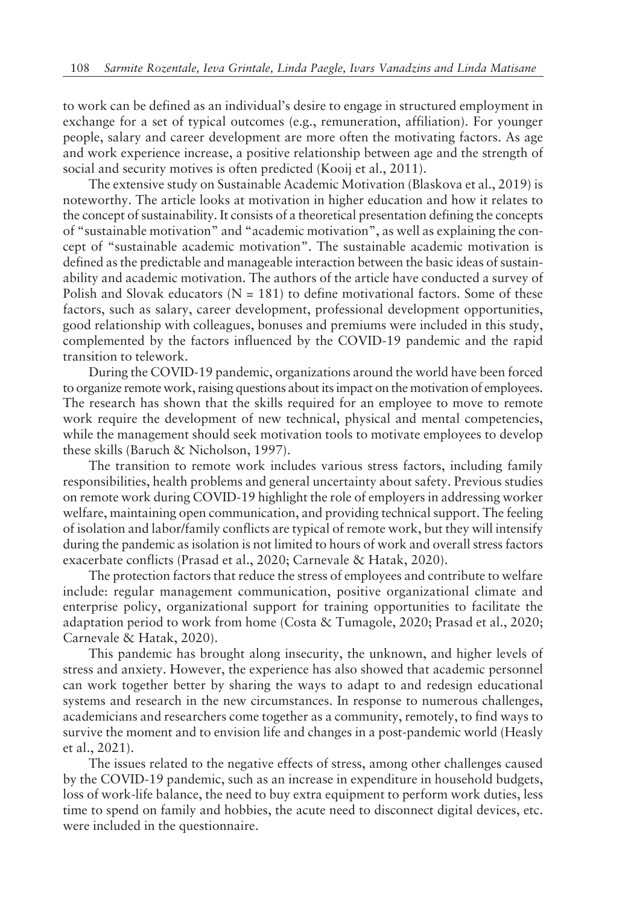to work can be defined as an individual's desire to engage in structured employment in exchange for a set of typical outcomes (e.g., remuneration, affiliation). For younger people, salary and career development are more often the motivating factors. As age and work experience increase, a positive relationship between age and the strength of social and security motives is often predicted (Kooij et al., 2011).

The extensive study on Sustainable Academic Motivation (Blaskova et al., 2019) is noteworthy. The article looks at motivation in higher education and how it relates to the concept of sustainability. It consists of a theoretical presentation defining the concepts of "sustainable motivation" and "academic motivation", as well as explaining the concept of "sustainable academic motivation". The sustainable academic motivation is defined as the predictable and manageable interaction between the basic ideas of sustainability and academic motivation. The authors of the article have conducted a survey of Polish and Slovak educators (N = 181) to define motivational factors. Some of these factors, such as salary, career development, professional development opportunities, good relationship with colleagues, bonuses and premiums were included in this study, complemented by the factors influenced by the COVID-19 pandemic and the rapid transition to telework.

During the COVID-19 pandemic, organizations around the world have been forced to organize remote work, raising questions about its impact on the motivation of employees. The research has shown that the skills required for an employee to move to remote work require the development of new technical, physical and mental competencies, while the management should seek motivation tools to motivate employees to develop these skills (Baruch & Nicholson, 1997).

The transition to remote work includes various stress factors, including family responsibilities, health problems and general uncertainty about safety. Previous studies on remote work during COVID-19 highlight the role of employers in addressing worker welfare, maintaining open communication, and providing technical support. The feeling of isolation and labor/family conflicts are typical of remote work, but they will intensify during the pandemic as isolation is not limited to hours of work and overall stress factors exacerbate conflicts (Prasad et al., 2020; Carnevale & Hatak, 2020).

The protection factors that reduce the stress of employees and contribute to welfare include: regular management communication, positive organizational climate and enterprise policy, organizational support for training opportunities to facilitate the adaptation period to work from home (Costa & Tumagole, 2020; Prasad et al., 2020; Carnevale & Hatak, 2020).

This pandemic has brought along insecurity, the unknown, and higher levels of stress and anxiety. However, the experience has also showed that academic personnel can work together better by sharing the ways to adapt to and redesign educational systems and research in the new circumstances. In response to numerous challenges, academicians and researchers come together as a community, remotely, to find ways to survive the moment and to envision life and changes in a post-pandemic world (Heasly et al., 2021).

The issues related to the negative effects of stress, among other challenges caused by the COVID-19 pandemic, such as an increase in expenditure in household budgets, loss of work-life balance, the need to buy extra equipment to perform work duties, less time to spend on family and hobbies, the acute need to disconnect digital devices, etc. were included in the questionnaire.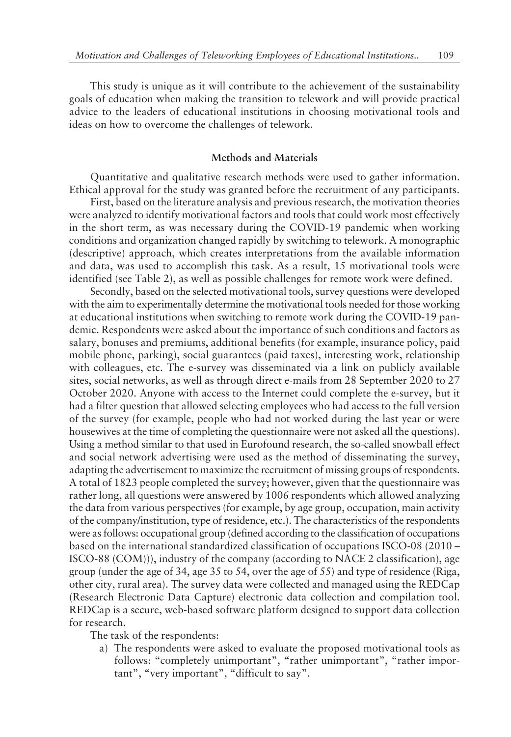This study is unique as it will contribute to the achievement of the sustainability goals of education when making the transition to telework and will provide practical advice to the leaders of educational institutions in choosing motivational tools and ideas on how to overcome the challenges of telework.

## Methods and Materials

Quantitative and qualitative research methods were used to gather information. Ethical approval for the study was granted before the recruitment of any participants.

First, based on the literature analysis and previous research, the motivation theories were analyzed to identify motivational factors and tools that could work most effectively in the short term, as was necessary during the COVID-19 pandemic when working conditions and organization changed rapidly by switching to telework. A monographic (descriptive) approach, which creates interpretations from the available information and data, was used to accomplish this task. As a result, 15 motivational tools were identified (see Table 2), as well as possible challenges for remote work were defined.

Secondly, based on the selected motivational tools, survey questions were developed with the aim to experimentally determine the motivational tools needed for those working at educational institutions when switching to remote work during the COVID-19 pandemic. Respondents were asked about the importance of such conditions and factors as salary, bonuses and premiums, additional benefits (for example, insurance policy, paid mobile phone, parking), social guarantees (paid taxes), interesting work, relationship with colleagues, etc. The e-survey was disseminated via a link on publicly available sites, social networks, as well as through direct e-mails from 28 September 2020 to 27 October 2020. Anyone with access to the Internet could complete the e-survey, but it had a filter question that allowed selecting employees who had access to the full version of the survey (for example, people who had not worked during the last year or were housewives at the time of completing the questionnaire were not asked all the questions). Using a method similar to that used in Eurofound research, the so-called snowball effect and social network advertising were used as the method of disseminating the survey, adapting the advertisement to maximize the recruitment of missing groups of respondents. A total of 1823 people completed the survey; however, given that the questionnaire was rather long, all questions were answered by 1006 respondents which allowed analyzing the data from various perspectives (for example, by age group, occupation, main activity of the company/institution, type of residence, etc.). The characteristics of the respondents were as follows: occupational group (defined according to the classification of occupations based on the international standardized classification of occupations ISCO-08 (2010 – ISCO-88 (COM))), industry of the company (according to NACE 2 classification), age group (under the age of 34, age 35 to 54, over the age of 55) and type of residence (Riga, other city, rural area). The survey data were collected and managed using the REDCap (Research Electronic Data Capture) electronic data collection and compilation tool. REDCap is a secure, web-based software platform designed to support data collection for research.

The task of the respondents:

a) The respondents were asked to evaluate the proposed motivational tools as follows: "completely unimportant", "rather unimportant", "rather important", "very important", "difficult to say".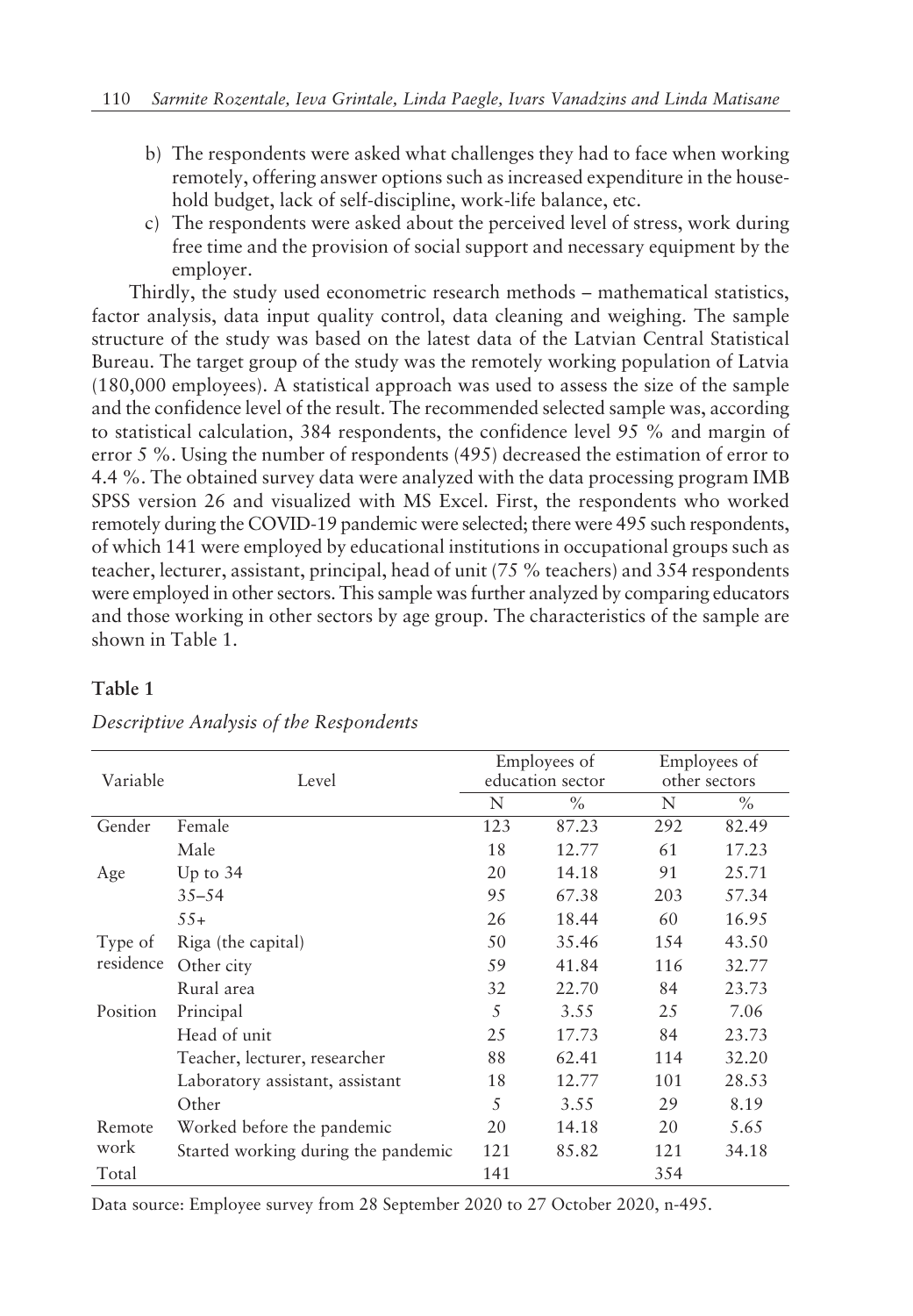b) The respondents were asked what challenges they had to face when working remotely, offering answer options such as increased expenditure in the household budget, lack of self-discipline, work-life balance, etc.

c) The respondents were asked about the perceived level of stress, work during free time and the provision of social support and necessary equipment by the employer.

Thirdly, the study used econometric research methods – mathematical statistics, factor analysis, data input quality control, data cleaning and weighing. The sample structure of the study was based on the latest data of the Latvian Central Statistical Bureau. The target group of the study was the remotely working population of Latvia (180,000 employees). A statistical approach was used to assess the size of the sample and the confidence level of the result. The recommended selected sample was, according to statistical calculation, 384 respondents, the confidence level 95 % and margin of error 5 %. Using the number of respondents (495) decreased the estimation of error to 4.4 %. The obtained survey data were analyzed with the data processing program IMB SPSS version 26 and visualized with MS Excel. First, the respondents who worked remotely during the COVID-19 pandemic were selected; there were 495 such respondents, of which 141 were employed by educational institutions in occupational groups such as teacher, lecturer, assistant, principal, head of unit (75 % teachers) and 354 respondents were employed in other sectors. This sample was further analyzed by comparing educators and those working in other sectors by age group. The characteristics of the sample are shown in Table 1.

**Table 1**

*Descriptive Analysis of the Respondents*

| Variable | Level | Employees of education sector | | Employees of other sectors | |
|---|---|---|---|---|---|
| | | N | % | N | % |
| Gender | Female | 123 | 87.23 | 292 | 82.49 |
| | Male | 18 | 12.77 | 61 | 17.23 |
| Age | Up to 34 | 20 | 14.18 | 91 | 25.71 |
| | 35–54 | 95 | 67.38 | 203 | 57.34 |
| | 55+ | 26 | 18.44 | 60 | 16.95 |
| Type of residence | Riga (the capital) | 50 | 35.46 | 154 | 43.50 |
| | Other city | 59 | 41.84 | 116 | 32.77 |
| | Rural area | 32 | 22.70 | 84 | 23.73 |
| Position | Principal | 5 | 3.55 | 25 | 7.06 |
| | Head of unit | 25 | 17.73 | 84 | 23.73 |
| | Teacher, lecturer, researcher | 88 | 62.41 | 114 | 32.20 |
| | Laboratory assistant, assistant | 18 | 12.77 | 101 | 28.53 |
| | Other | 5 | 3.55 | 29 | 8.19 |
| Remote work | Worked before the pandemic | 20 | 14.18 | 20 | 5.65 |
| | Started working during the pandemic | 121 | 85.82 | 121 | 34.18 |
| Total | | 141 | | 354 | |

Data source: Employee survey from 28 September 2020 to 27 October 2020, n-495.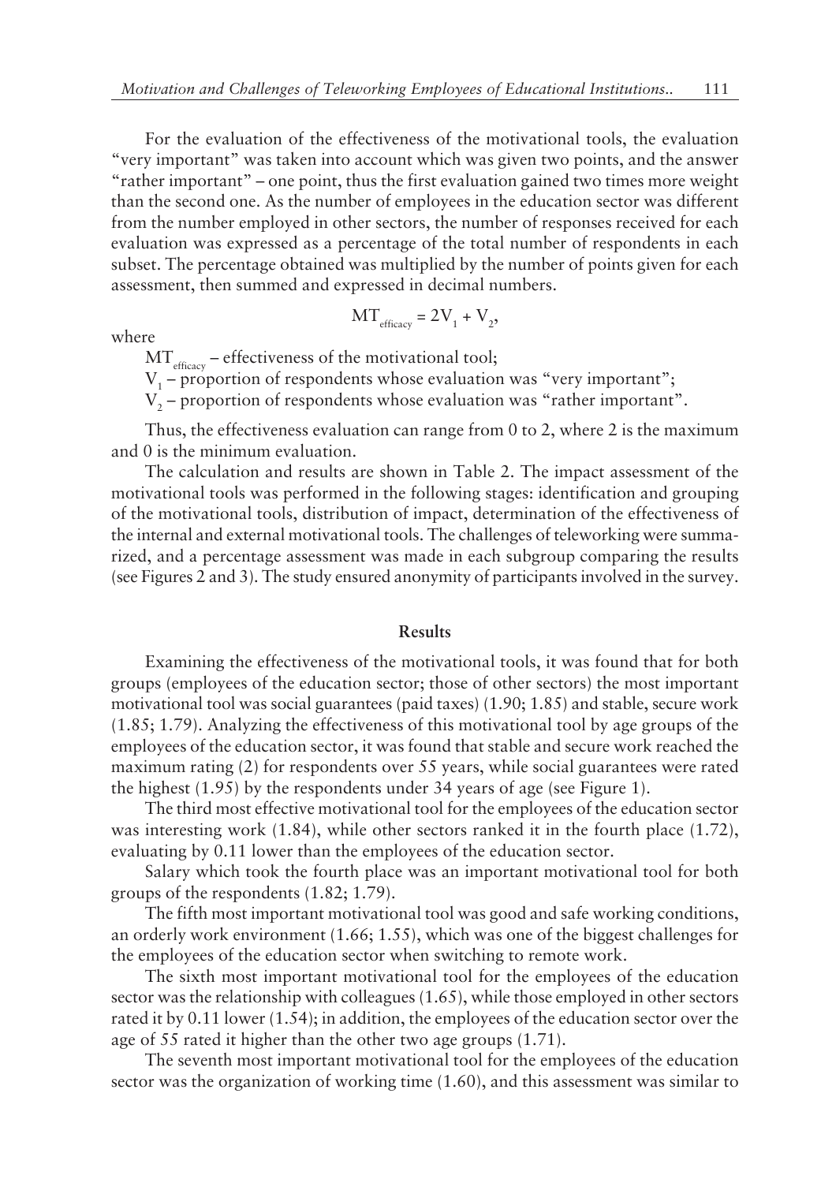For the evaluation of the effectiveness of the motivational tools, the evaluation "very important" was taken into account which was given two points, and the answer "rather important" – one point, thus the first evaluation gained two times more weight than the second one. As the number of employees in the education sector was different from the number employed in other sectors, the number of responses received for each evaluation was expressed as a percentage of the total number of respondents in each subset. The percentage obtained was multiplied by the number of points given for each assessment, then summed and expressed in decimal numbers.

$$MT_{efficacy} = 2V_1 + V_2,$$

where

$MT_{efficacy}$ – effectiveness of the motivational tool;

$V_1$ – proportion of respondents whose evaluation was "very important";

$V_2$ – proportion of respondents whose evaluation was "rather important".

Thus, the effectiveness evaluation can range from 0 to 2, where 2 is the maximum and 0 is the minimum evaluation.

The calculation and results are shown in Table 2. The impact assessment of the motivational tools was performed in the following stages: identification and grouping of the motivational tools, distribution of impact, determination of the effectiveness of the internal and external motivational tools. The challenges of teleworking were summarized, and a percentage assessment was made in each subgroup comparing the results (see Figures 2 and 3). The study ensured anonymity of participants involved in the survey.

## Results

Examining the effectiveness of the motivational tools, it was found that for both groups (employees of the education sector; those of other sectors) the most important motivational tool was social guarantees (paid taxes) (1.90; 1.85) and stable, secure work (1.85; 1.79). Analyzing the effectiveness of this motivational tool by age groups of the employees of the education sector, it was found that stable and secure work reached the maximum rating (2) for respondents over 55 years, while social guarantees were rated the highest (1.95) by the respondents under 34 years of age (see Figure 1).

The third most effective motivational tool for the employees of the education sector was interesting work (1.84), while other sectors ranked it in the fourth place (1.72), evaluating by 0.11 lower than the employees of the education sector.

Salary which took the fourth place was an important motivational tool for both groups of the respondents (1.82; 1.79).

The fifth most important motivational tool was good and safe working conditions, an orderly work environment (1.66; 1.55), which was one of the biggest challenges for the employees of the education sector when switching to remote work.

The sixth most important motivational tool for the employees of the education sector was the relationship with colleagues (1.65), while those employed in other sectors rated it by 0.11 lower (1.54); in addition, the employees of the education sector over the age of 55 rated it higher than the other two age groups (1.71).

The seventh most important motivational tool for the employees of the education sector was the organization of working time (1.60), and this assessment was similar to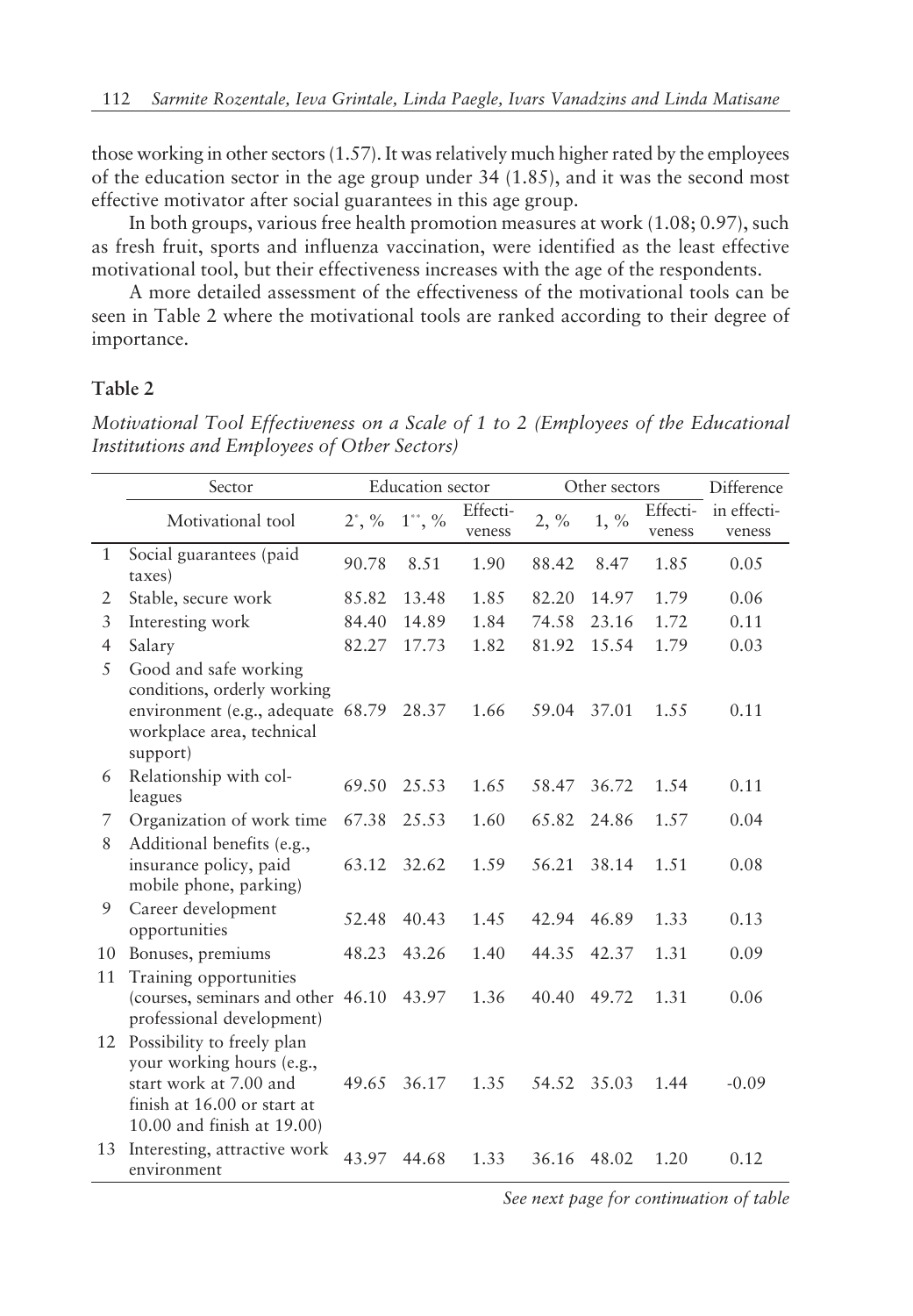those working in other sectors (1.57). It was relatively much higher rated by the employees of the education sector in the age group under 34 (1.85), and it was the second most effective motivator after social guarantees in this age group.

In both groups, various free health promotion measures at work (1.08; 0.97), such as fresh fruit, sports and influenza vaccination, were identified as the least effective motivational tool, but their effectiveness increases with the age of the respondents.

A more detailed assessment of the effectiveness of the motivational tools can be seen in Table 2 where the motivational tools are ranked according to their degree of importance.

**Table 2**

*Motivational Tool Effectiveness on a Scale of 1 to 2 (Employees of the Educational Institutions and Employees of Other Sectors)*

| | Sector | Education sector | | | Other sectors | | | Difference |
|---|---|---|---|---|---|---|---|---|
| | Motivational tool | 2*, % | 1**, % | Effectiveness | 2, % | 1, % | Effectiveness | in effectiveness |
| 1 | Social guarantees (paid taxes) | 90.78 | 8.51 | 1.90 | 88.42 | 8.47 | 1.85 | 0.05 |
| 2 | Stable, secure work | 85.82 | 13.48 | 1.85 | 82.20 | 14.97 | 1.79 | 0.06 |
| 3 | Interesting work | 84.40 | 14.89 | 1.84 | 74.58 | 23.16 | 1.72 | 0.11 |
| 4 | Salary | 82.27 | 17.73 | 1.82 | 81.92 | 15.54 | 1.79 | 0.03 |
| 5 | Good and safe working conditions, orderly working environment (e.g., adequate workplace area, technical support) | 68.79 | 28.37 | 1.66 | 59.04 | 37.01 | 1.55 | 0.11 |
| 6 | Relationship with colleagues | 69.50 | 25.53 | 1.65 | 58.47 | 36.72 | 1.54 | 0.11 |
| 7 | Organization of work time | 67.38 | 25.53 | 1.60 | 65.82 | 24.86 | 1.57 | 0.04 |
| 8 | Additional benefits (e.g., insurance policy, paid mobile phone, parking) | 63.12 | 32.62 | 1.59 | 56.21 | 38.14 | 1.51 | 0.08 |
| 9 | Career development opportunities | 52.48 | 40.43 | 1.45 | 42.94 | 46.89 | 1.33 | 0.13 |
| 10 | Bonuses, premiums | 48.23 | 43.26 | 1.40 | 44.35 | 42.37 | 1.31 | 0.09 |
| 11 | Training opportunities (courses, seminars and other professional development) | 46.10 | 43.97 | 1.36 | 40.40 | 49.72 | 1.31 | 0.06 |
| 12 | Possibility to freely plan your working hours (e.g., start work at 7.00 and finish at 16.00 or start at 10.00 and finish at 19.00) | 49.65 | 36.17 | 1.35 | 54.52 | 35.03 | 1.44 | -0.09 |
| 13 | Interesting, attractive work environment | 43.97 | 44.68 | 1.33 | 36.16 | 48.02 | 1.20 | 0.12 |

*See next page for continuation of table*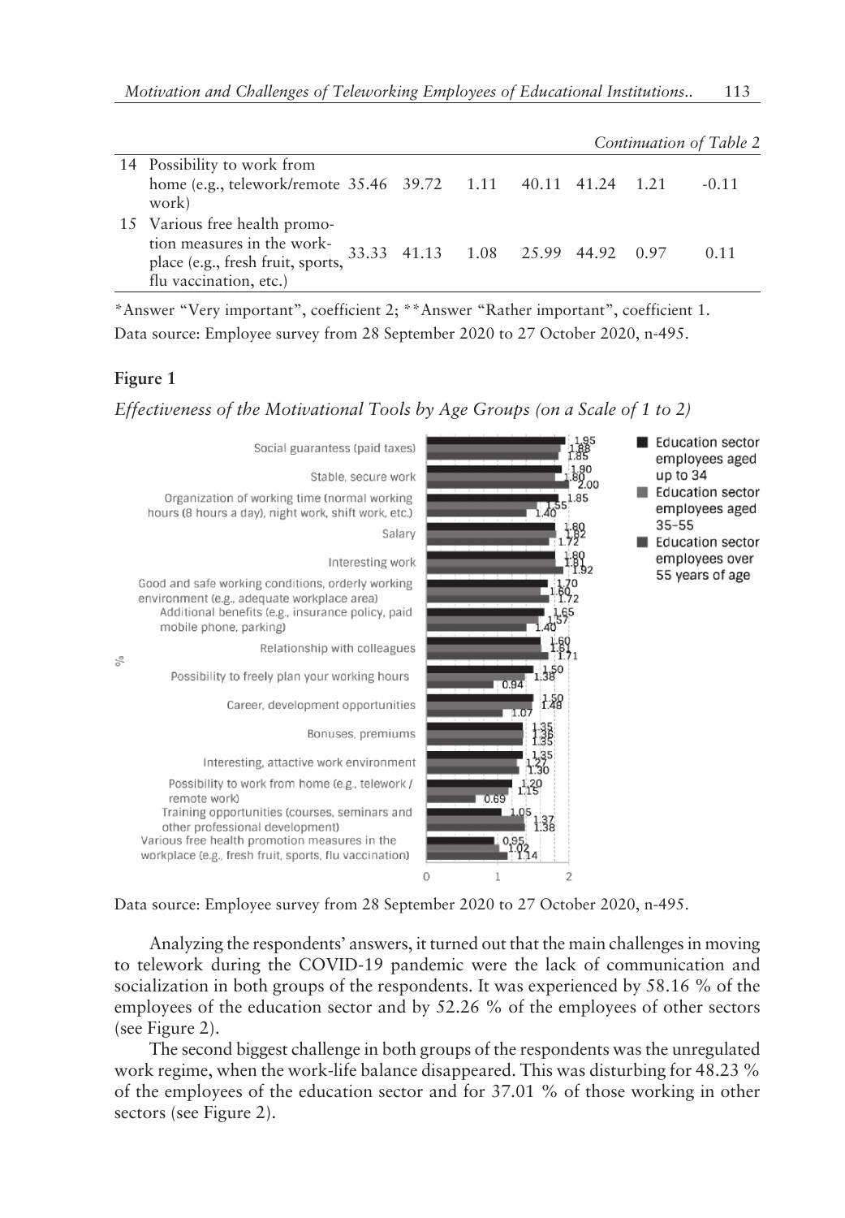*Continuation of Table 2*

| | | | | | | | |
|---|---|---|---|---|---|---|---|
| 14 Possibility to work from home (e.g., telework/remote work) | 35.46 | 39.72 | 1.11 | 40.11 | 41.24 | 1.21 | -0.11 |
| 15 Various free health promotion measures in the workplace (e.g., fresh fruit, sports, flu vaccination, etc.) | 33.33 | 41.13 | 1.08 | 25.99 | 44.92 | 0.97 | 0.11 |

*Answer "Very important", coefficient 2; **Answer "Rather important", coefficient 1.

Data source: Employee survey from 28 September 2020 to 27 October 2020, n-495.

**Figure 1**

*Effectiveness of the Motivational Tools by Age Groups (on a Scale of 1 to 2)*

| Motivational tool | Education sector employees aged up to 34 | Education sector employees aged 35–55 | Education sector employees over 55 years of age |
|---|---|---|---|
| Social guarantess (paid taxes) | 1.95 | 1.88 | 1.85 |
| Stable, secure work | 1.90 | 1.80 | 2.00 |
| Organization of working time (normal working hours (8 hours a day), night work, shift work, etc.) | 1.85 | 1.55 | 1.40 |
| Salary | 1.80 | 1.82 | 1.72 |
| Interesting work | 1.80 | 1.81 | 1.92 |
| Good and safe working conditions, orderly working environment (e.g., adequate workplace area) | 1.70 | 1.60 | 1.72 |
| Additional benefits (e.g., insurance policy, paid mobile phone, parking) | 1.65 | 1.57 | 1.40 |
| Relationship with colleagues | 1.60 | 1.61 | 1.71 |
| Possibility to freely plan your working hours | 1.50 | 1.38 | 0.94 |
| Career, development opportunities | 1.50 | 1.48 | 1.07 |
| Bonuses, premiums | 1.35 | 1.36 | 1.35 |
| Interesting, attactive work environment | 1.35 | 1.27 | 1.30 |
| Possibility to work from home (e.g., telework / remote work) | 1.20 | 1.15 | 0.69 |
| Training opportunities (courses, seminars and other professional development) | 1.05 | 1.37 | 1.38 |
| Various free health promotion measures in the workplace (e.g., fresh fruit, sports, flu vaccination) | 0.95 | 1.02 | 1.14 |

Data source: Employee survey from 28 September 2020 to 27 October 2020, n-495.

Analyzing the respondents' answers, it turned out that the main challenges in moving to telework during the COVID-19 pandemic were the lack of communication and socialization in both groups of the respondents. It was experienced by 58.16 % of the employees of the education sector and by 52.26 % of the employees of other sectors (see Figure 2).

The second biggest challenge in both groups of the respondents was the unregulated work regime, when the work-life balance disappeared. This was disturbing for 48.23 % of the employees of the education sector and for 37.01 % of those working in other sectors (see Figure 2).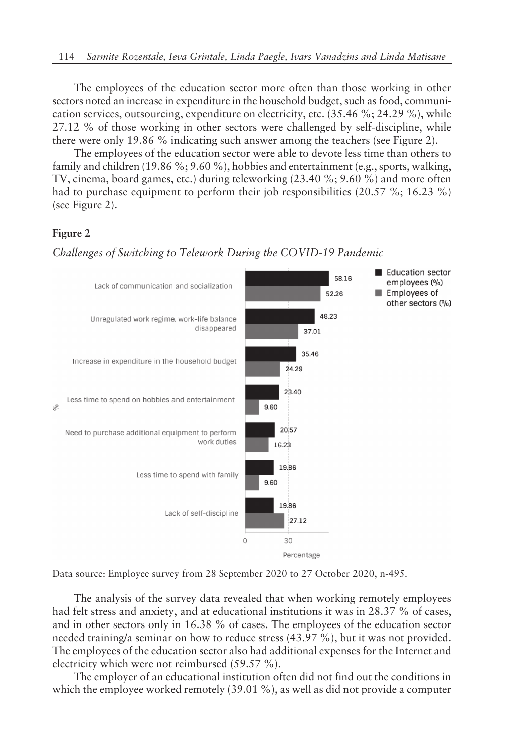The employees of the education sector more often than those working in other sectors noted an increase in expenditure in the household budget, such as food, communication services, outsourcing, expenditure on electricity, etc. (35.46 %; 24.29 %), while 27.12 % of those working in other sectors were challenged by self-discipline, while there were only 19.86 % indicating such answer among the teachers (see Figure 2).

The employees of the education sector were able to devote less time than others to family and children (19.86 %; 9.60 %), hobbies and entertainment (e.g., sports, walking, TV, cinema, board games, etc.) during teleworking (23.40 %; 9.60 %) and more often had to purchase equipment to perform their job responsibilities (20.57 %; 16.23 %) (see Figure 2).

**Figure 2**

*Challenges of Switching to Telework During the COVID-19 Pandemic*

| % | Education sector employees (%) | Employees of other sectors (%) |
|---|---|---|
| Lack of communication and socialization | 58.16 | 52.26 |
| Unregulated work regime, work-life balance disappeared | 48.23 | 37.01 |
| Increase in expenditure in the household budget | 35.46 | 24.29 |
| Less time to spend on hobbies and entertainment | 23.40 | 9.60 |
| Need to purchase additional equipment to perform work duties | 20.57 | 16.23 |
| Less time to spend with family | 19.86 | 9.60 |
| Lack of self-discipline | 19.86 | 27.12 |

Data source: Employee survey from 28 September 2020 to 27 October 2020, n-495.

The analysis of the survey data revealed that when working remotely employees had felt stress and anxiety, and at educational institutions it was in 28.37 % of cases, and in other sectors only in 16.38 % of cases. The employees of the education sector needed training/a seminar on how to reduce stress (43.97 %), but it was not provided. The employees of the education sector also had additional expenses for the Internet and electricity which were not reimbursed (59.57 %).

The employer of an educational institution often did not find out the conditions in which the employee worked remotely (39.01 %), as well as did not provide a computer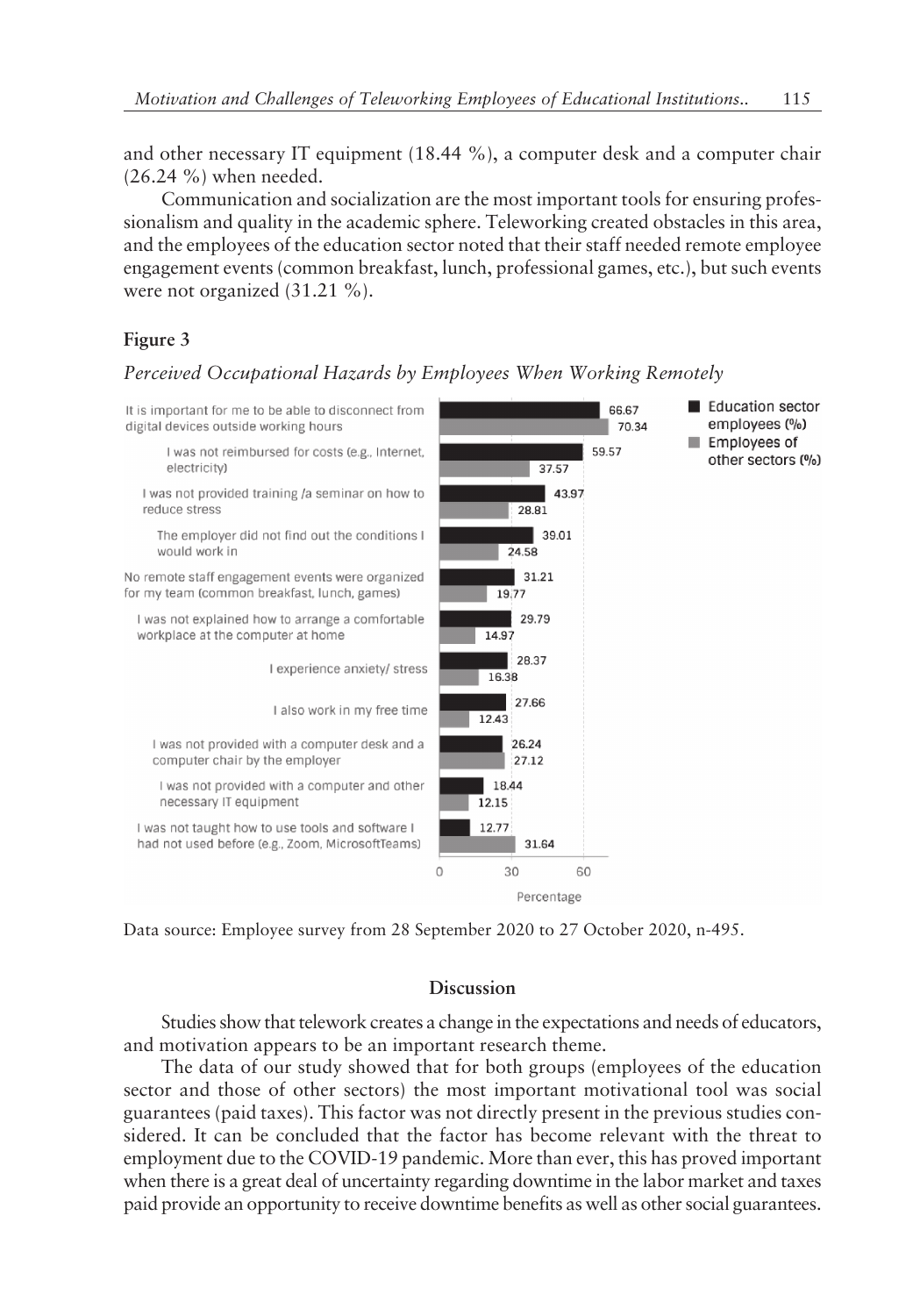and other necessary IT equipment (18.44 %), a computer desk and a computer chair (26.24 %) when needed.

Communication and socialization are the most important tools for ensuring professionalism and quality in the academic sphere. Teleworking created obstacles in this area, and the employees of the education sector noted that their staff needed remote employee engagement events (common breakfast, lunch, professional games, etc.), but such events were not organized (31.21 %).

**Figure 3**

*Perceived Occupational Hazards by Employees When Working Remotely*

| | Education sector employees (%) | Employees of other sectors (%) |
|---|---|---|
| It is important for me to be able to disconnect from digital devices outside working hours | 66.67 | 70.34 |
| I was not reimbursed for costs (e.g., Internet, electricity) | 59.57 | 37.57 |
| I was not provided training /a seminar on how to reduce stress | 43.97 | 28.81 |
| The employer did not find out the conditions I would work in | 39.01 | 24.58 |
| No remote staff engagement events were organized for my team (common breakfast, lunch, games) | 31.21 | 19.77 |
| I was not explained how to arrange a comfortable workplace at the computer at home | 29.79 | 14.97 |
| I experience anxiety/ stress | 28.37 | 16.38 |
| I also work in my free time | 27.66 | 12.43 |
| I was not provided with a computer desk and a computer chair by the employer | 26.24 | 27.12 |
| I was not provided with a computer and other necessary IT equipment | 18.44 | 12.15 |
| I was not taught how to use tools and software I had not used before (e.g., Zoom, MicrosoftTeams) | 12.77 | 31.64 |

Data source: Employee survey from 28 September 2020 to 27 October 2020, n-495.

## Discussion

Studies show that telework creates a change in the expectations and needs of educators, and motivation appears to be an important research theme.

The data of our study showed that for both groups (employees of the education sector and those of other sectors) the most important motivational tool was social guarantees (paid taxes). This factor was not directly present in the previous studies considered. It can be concluded that the factor has become relevant with the threat to employment due to the COVID-19 pandemic. More than ever, this has proved important when there is a great deal of uncertainty regarding downtime in the labor market and taxes paid provide an opportunity to receive downtime benefits as well as other social guarantees.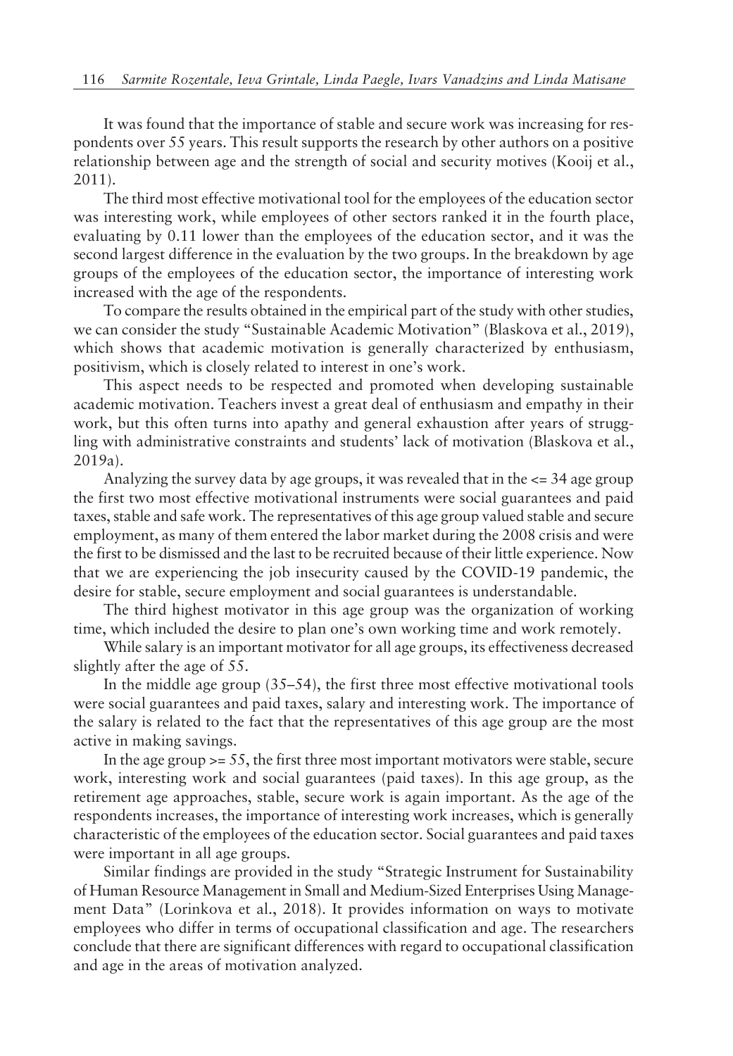It was found that the importance of stable and secure work was increasing for respondents over 55 years. This result supports the research by other authors on a positive relationship between age and the strength of social and security motives (Kooij et al., 2011).

The third most effective motivational tool for the employees of the education sector was interesting work, while employees of other sectors ranked it in the fourth place, evaluating by 0.11 lower than the employees of the education sector, and it was the second largest difference in the evaluation by the two groups. In the breakdown by age groups of the employees of the education sector, the importance of interesting work increased with the age of the respondents.

To compare the results obtained in the empirical part of the study with other studies, we can consider the study "Sustainable Academic Motivation" (Blaskova et al., 2019), which shows that academic motivation is generally characterized by enthusiasm, positivism, which is closely related to interest in one's work.

This aspect needs to be respected and promoted when developing sustainable academic motivation. Teachers invest a great deal of enthusiasm and empathy in their work, but this often turns into apathy and general exhaustion after years of struggling with administrative constraints and students' lack of motivation (Blaskova et al., 2019a).

Analyzing the survey data by age groups, it was revealed that in the <= 34 age group the first two most effective motivational instruments were social guarantees and paid taxes, stable and safe work. The representatives of this age group valued stable and secure employment, as many of them entered the labor market during the 2008 crisis and were the first to be dismissed and the last to be recruited because of their little experience. Now that we are experiencing the job insecurity caused by the COVID-19 pandemic, the desire for stable, secure employment and social guarantees is understandable.

The third highest motivator in this age group was the organization of working time, which included the desire to plan one's own working time and work remotely.

While salary is an important motivator for all age groups, its effectiveness decreased slightly after the age of 55.

In the middle age group (35–54), the first three most effective motivational tools were social guarantees and paid taxes, salary and interesting work. The importance of the salary is related to the fact that the representatives of this age group are the most active in making savings.

In the age group >= 55, the first three most important motivators were stable, secure work, interesting work and social guarantees (paid taxes). In this age group, as the retirement age approaches, stable, secure work is again important. As the age of the respondents increases, the importance of interesting work increases, which is generally characteristic of the employees of the education sector. Social guarantees and paid taxes were important in all age groups.

Similar findings are provided in the study "Strategic Instrument for Sustainability of Human Resource Management in Small and Medium-Sized Enterprises Using Management Data" (Lorinkova et al., 2018). It provides information on ways to motivate employees who differ in terms of occupational classification and age. The researchers conclude that there are significant differences with regard to occupational classification and age in the areas of motivation analyzed.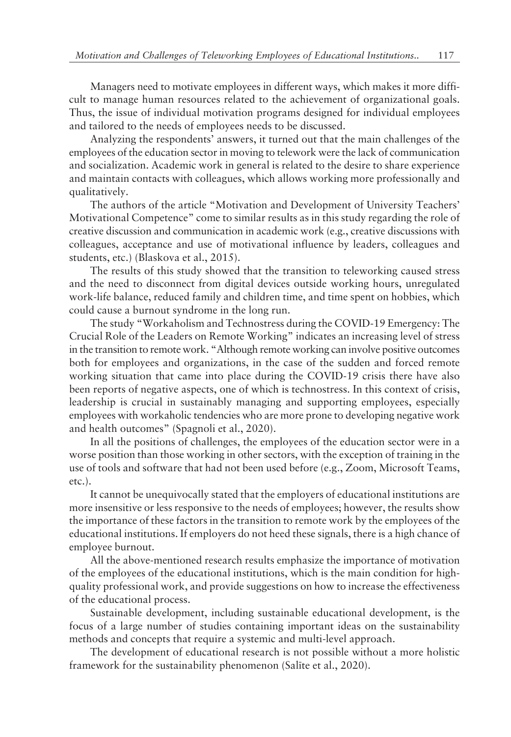Managers need to motivate employees in different ways, which makes it more difficult to manage human resources related to the achievement of organizational goals. Thus, the issue of individual motivation programs designed for individual employees and tailored to the needs of employees needs to be discussed.

Analyzing the respondents' answers, it turned out that the main challenges of the employees of the education sector in moving to telework were the lack of communication and socialization. Academic work in general is related to the desire to share experience and maintain contacts with colleagues, which allows working more professionally and qualitatively.

The authors of the article "Motivation and Development of University Teachers' Motivational Competence" come to similar results as in this study regarding the role of creative discussion and communication in academic work (e.g., creative discussions with colleagues, acceptance and use of motivational influence by leaders, colleagues and students, etc.) (Blaskova et al., 2015).

The results of this study showed that the transition to teleworking caused stress and the need to disconnect from digital devices outside working hours, unregulated work-life balance, reduced family and children time, and time spent on hobbies, which could cause a burnout syndrome in the long run.

The study "Workaholism and Technostress during the COVID-19 Emergency: The Crucial Role of the Leaders on Remote Working" indicates an increasing level of stress in the transition to remote work. "Although remote working can involve positive outcomes both for employees and organizations, in the case of the sudden and forced remote working situation that came into place during the COVID-19 crisis there have also been reports of negative aspects, one of which is technostress. In this context of crisis, leadership is crucial in sustainably managing and supporting employees, especially employees with workaholic tendencies who are more prone to developing negative work and health outcomes" (Spagnoli et al., 2020).

In all the positions of challenges, the employees of the education sector were in a worse position than those working in other sectors, with the exception of training in the use of tools and software that had not been used before (e.g., Zoom, Microsoft Teams, etc.).

It cannot be unequivocally stated that the employers of educational institutions are more insensitive or less responsive to the needs of employees; however, the results show the importance of these factors in the transition to remote work by the employees of the educational institutions. If employers do not heed these signals, there is a high chance of employee burnout.

All the above-mentioned research results emphasize the importance of motivation of the employees of the educational institutions, which is the main condition for high-quality professional work, and provide suggestions on how to increase the effectiveness of the educational process.

Sustainable development, including sustainable educational development, is the focus of a large number of studies containing important ideas on the sustainability methods and concepts that require a systemic and multi-level approach.

The development of educational research is not possible without a more holistic framework for the sustainability phenomenon (Salīte et al., 2020).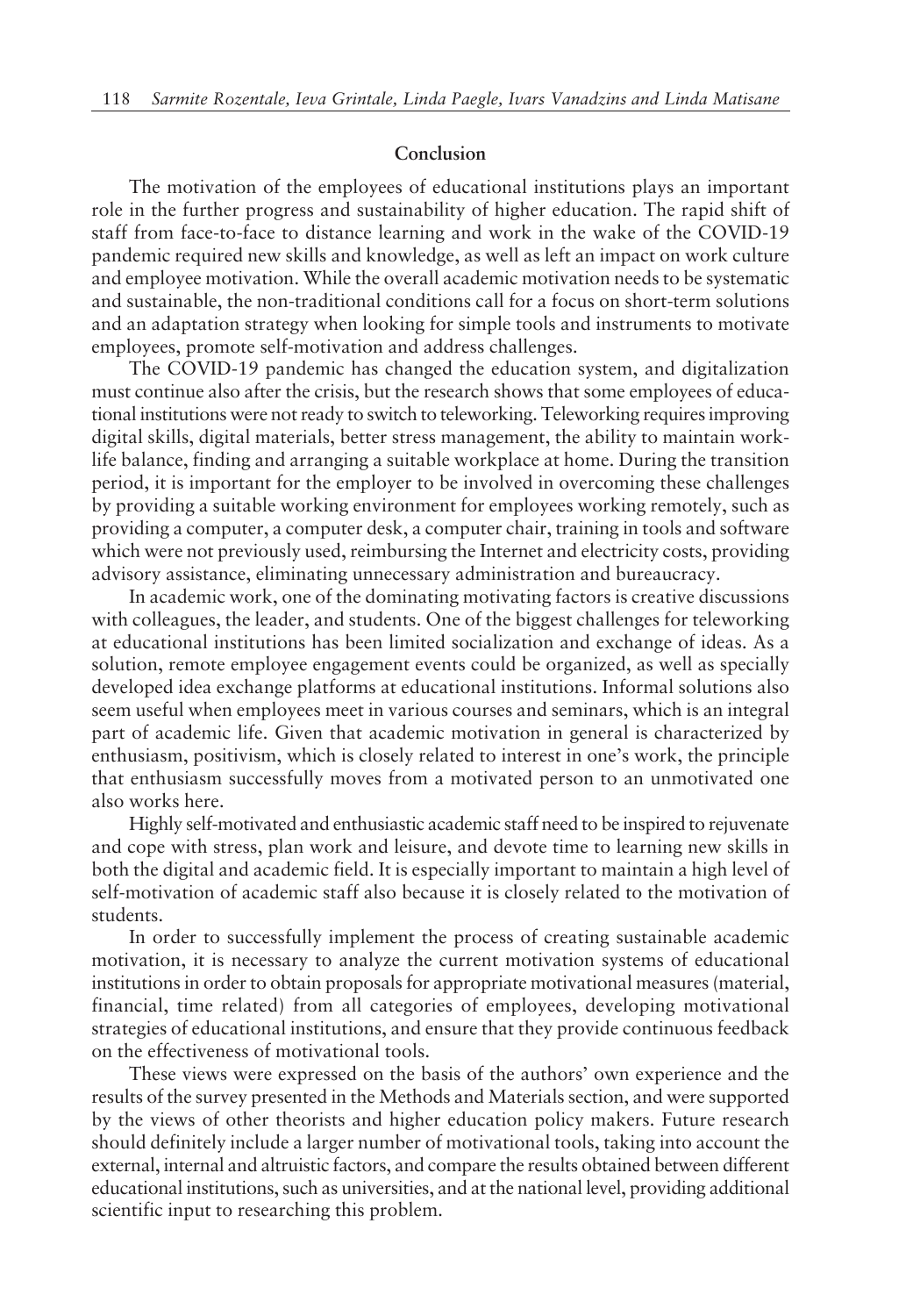## Conclusion

The motivation of the employees of educational institutions plays an important role in the further progress and sustainability of higher education. The rapid shift of staff from face-to-face to distance learning and work in the wake of the COVID-19 pandemic required new skills and knowledge, as well as left an impact on work culture and employee motivation. While the overall academic motivation needs to be systematic and sustainable, the non-traditional conditions call for a focus on short-term solutions and an adaptation strategy when looking for simple tools and instruments to motivate employees, promote self-motivation and address challenges.

The COVID-19 pandemic has changed the education system, and digitalization must continue also after the crisis, but the research shows that some employees of educational institutions were not ready to switch to teleworking. Teleworking requires improving digital skills, digital materials, better stress management, the ability to maintain work-life balance, finding and arranging a suitable workplace at home. During the transition period, it is important for the employer to be involved in overcoming these challenges by providing a suitable working environment for employees working remotely, such as providing a computer, a computer desk, a computer chair, training in tools and software which were not previously used, reimbursing the Internet and electricity costs, providing advisory assistance, eliminating unnecessary administration and bureaucracy.

In academic work, one of the dominating motivating factors is creative discussions with colleagues, the leader, and students. One of the biggest challenges for teleworking at educational institutions has been limited socialization and exchange of ideas. As a solution, remote employee engagement events could be organized, as well as specially developed idea exchange platforms at educational institutions. Informal solutions also seem useful when employees meet in various courses and seminars, which is an integral part of academic life. Given that academic motivation in general is characterized by enthusiasm, positivism, which is closely related to interest in one's work, the principle that enthusiasm successfully moves from a motivated person to an unmotivated one also works here.

Highly self-motivated and enthusiastic academic staff need to be inspired to rejuvenate and cope with stress, plan work and leisure, and devote time to learning new skills in both the digital and academic field. It is especially important to maintain a high level of self-motivation of academic staff also because it is closely related to the motivation of students.

In order to successfully implement the process of creating sustainable academic motivation, it is necessary to analyze the current motivation systems of educational institutions in order to obtain proposals for appropriate motivational measures (material, financial, time related) from all categories of employees, developing motivational strategies of educational institutions, and ensure that they provide continuous feedback on the effectiveness of motivational tools.

These views were expressed on the basis of the authors' own experience and the results of the survey presented in the Methods and Materials section, and were supported by the views of other theorists and higher education policy makers. Future research should definitely include a larger number of motivational tools, taking into account the external, internal and altruistic factors, and compare the results obtained between different educational institutions, such as universities, and at the national level, providing additional scientific input to researching this problem.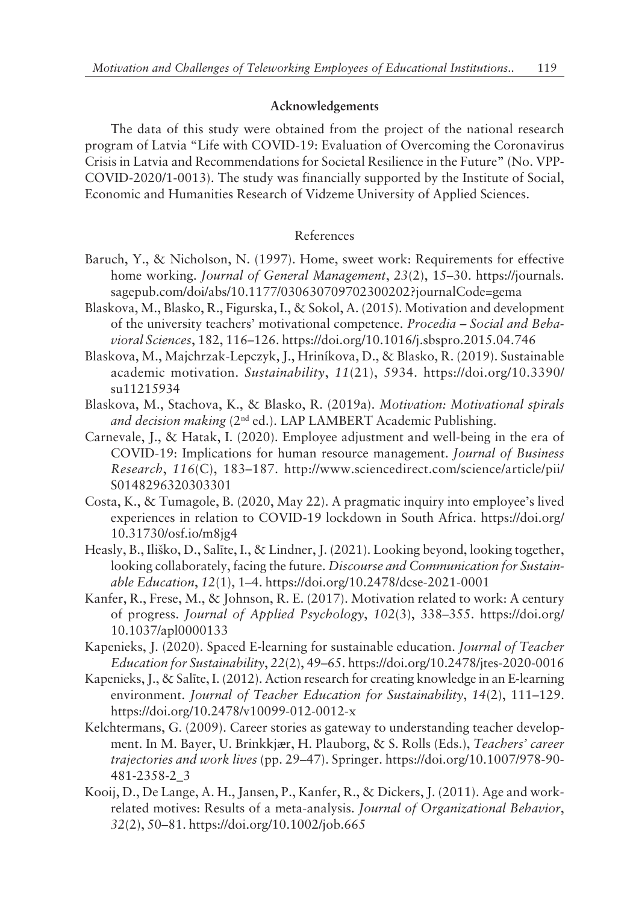## Acknowledgements

The data of this study were obtained from the project of the national research program of Latvia "Life with COVID-19: Evaluation of Overcoming the Coronavirus Crisis in Latvia and Recommendations for Societal Resilience in the Future" (No. VPP-COVID-2020/1-0013). The study was financially supported by the Institute of Social, Economic and Humanities Research of Vidzeme University of Applied Sciences.

## References

Baruch, Y., & Nicholson, N. (1997). Home, sweet work: Requirements for effective home working. *Journal of General Management*, *23*(2), 15–30. https://journals.sagepub.com/doi/abs/10.1177/030630709702300202?journalCode=gema

Blaskova, M., Blasko, R., Figurska, I., & Sokol, A. (2015). Motivation and development of the university teachers' motivational competence. *Procedia – Social and Behavioral Sciences*, 182, 116–126. https://doi.org/10.1016/j.sbspro.2015.04.746

Blaskova, M., Majchrzak-Lepczyk, J., Hriníkova, D., & Blasko, R. (2019). Sustainable academic motivation. *Sustainability*, *11*(21), 5934. https://doi.org/10.3390/su11215934

Blaskova, M., Stachova, K., & Blasko, R. (2019a). *Motivation: Motivational spirals and decision making* (2nd ed.). LAP LAMBERT Academic Publishing.

Carnevale, J., & Hatak, I. (2020). Employee adjustment and well-being in the era of COVID-19: Implications for human resource management. *Journal of Business Research*, *116*(C), 183–187. http://www.sciencedirect.com/science/article/pii/S0148296320303301

Costa, K., & Tumagole, B. (2020, May 22). A pragmatic inquiry into employee's lived experiences in relation to COVID-19 lockdown in South Africa. https://doi.org/10.31730/osf.io/m8jg4

Heasly, B., Iliško, D., Salīte, I., & Lindner, J. (2021). Looking beyond, looking together, looking collaborately, facing the future. *Discourse and Communication for Sustainable Education*, *12*(1), 1–4. https://doi.org/10.2478/dcse-2021-0001

Kanfer, R., Frese, M., & Johnson, R. E. (2017). Motivation related to work: A century of progress. *Journal of Applied Psychology*, *102*(3), 338–355. https://doi.org/10.1037/apl0000133

Kapenieks, J. (2020). Spaced E-learning for sustainable education. *Journal of Teacher Education for Sustainability*, *22*(2), 49–65. https://doi.org/10.2478/jtes-2020-0016

Kapenieks, J., & Salīte, I. (2012). Action research for creating knowledge in an E-learning environment. *Journal of Teacher Education for Sustainability*, *14*(2), 111–129. https://doi.org/10.2478/v10099-012-0012-x

Kelchtermans, G. (2009). Career stories as gateway to understanding teacher development. In M. Bayer, U. Brinkkjær, H. Plauborg, & S. Rolls (Eds.), *Teachers' career trajectories and work lives* (pp. 29–47). Springer. https://doi.org/10.1007/978-90-481-2358-2_3

Kooij, D., De Lange, A. H., Jansen, P., Kanfer, R., & Dickers, J. (2011). Age and work-related motives: Results of a meta-analysis. *Journal of Organizational Behavior*, *32*(2), 50–81. https://doi.org/10.1002/job.665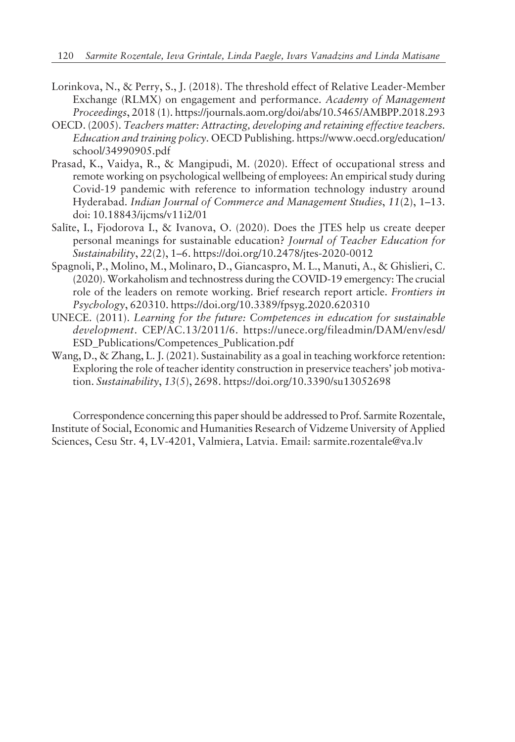Lorinkova, N., & Perry, S., J. (2018). The threshold effect of Relative Leader-Member Exchange (RLMX) on engagement and performance. *Academy of Management Proceedings*, 2018 (1). https://journals.aom.org/doi/abs/10.5465/AMBPP.2018.293

OECD. (2005). *Teachers matter: Attracting, developing and retaining effective teachers. Education and training policy*. OECD Publishing. https://www.oecd.org/education/school/34990905.pdf

Prasad, K., Vaidya, R., & Mangipudi, M. (2020). Effect of occupational stress and remote working on psychological wellbeing of employees: An empirical study during Covid-19 pandemic with reference to information technology industry around Hyderabad. *Indian Journal of Commerce and Management Studies*, *11*(2), 1–13. doi: 10.18843/ijcms/v11i2/01

Salīte, I., Fjodorova I., & Ivanova, O. (2020). Does the JTES help us create deeper personal meanings for sustainable education? *Journal of Teacher Education for Sustainability*, *22*(2), 1–6. https://doi.org/10.2478/jtes-2020-0012

Spagnoli, P., Molino, M., Molinaro, D., Giancaspro, M. L., Manuti, A., & Ghislieri, C. (2020). Workaholism and technostress during the COVID-19 emergency: The crucial role of the leaders on remote working. Brief research report article. *Frontiers in Psychology*, 620310. https://doi.org/10.3389/fpsyg.2020.620310

UNECE. (2011). *Learning for the future: Competences in education for sustainable development*. CEP/AC.13/2011/6. https://unece.org/fileadmin/DAM/env/esd/ESD_Publications/Competences_Publication.pdf

Wang, D., & Zhang, L. J. (2021). Sustainability as a goal in teaching workforce retention: Exploring the role of teacher identity construction in preservice teachers' job motivation. *Sustainability*, *13*(5), 2698. https://doi.org/10.3390/su13052698

Correspondence concerning this paper should be addressed to Prof. Sarmite Rozentale, Institute of Social, Economic and Humanities Research of Vidzeme University of Applied Sciences, Cesu Str. 4, LV-4201, Valmiera, Latvia. Email: sarmite.rozentale@va.lv